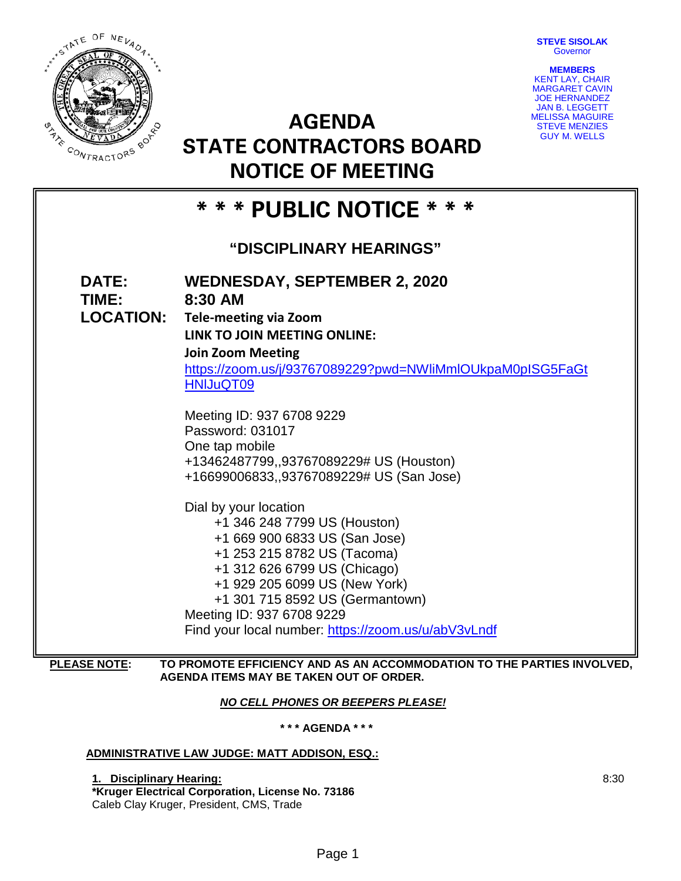**STEVE SISOLAK**
Governor

**MEMBERS**
KENT LAY, CHAIR
MARGARET CAVIN
JOE HERNANDEZ
JAN B. LEGGETT
MELISSA MAGUIRE
STEVE MENZIES
GUY M. WELLS

# AGENDA
# STATE CONTRACTORS BOARD
# NOTICE OF MEETING

## * * * PUBLIC NOTICE * * *

### "DISCIPLINARY HEARINGS"

**DATE:** **WEDNESDAY, SEPTEMBER 2, 2020**
**TIME:** **8:30 AM**
**LOCATION:** **Tele-meeting via Zoom**
**LINK TO JOIN MEETING ONLINE:**
**Join Zoom Meeting**
https://zoom.us/j/93767089229?pwd=NWliMmlOUkpaM0pISG5FaGtHNlJuQT09

Meeting ID: 937 6708 9229
Password: 031017
One tap mobile
+13462487799,,93767089229# US (Houston)
+16699006833,,93767089229# US (San Jose)

Dial by your location
+1 346 248 7799 US (Houston)
+1 669 900 6833 US (San Jose)
+1 253 215 8782 US (Tacoma)
+1 312 626 6799 US (Chicago)
+1 929 205 6099 US (New York)
+1 301 715 8592 US (Germantown)
Meeting ID: 937 6708 9229
Find your local number: https://zoom.us/u/abV3vLndf

**PLEASE NOTE:** **TO PROMOTE EFFICIENCY AND AS AN ACCOMMODATION TO THE PARTIES INVOLVED, AGENDA ITEMS MAY BE TAKEN OUT OF ORDER.**

***NO CELL PHONES OR BEEPERS PLEASE!***

**\* \* \* AGENDA \* \* \***

**ADMINISTRATIVE LAW JUDGE: MATT ADDISON, ESQ.:**

**1. Disciplinary Hearing:** 8:30
**\*Kruger Electrical Corporation, License No. 73186**
Caleb Clay Kruger, President, CMS, Trade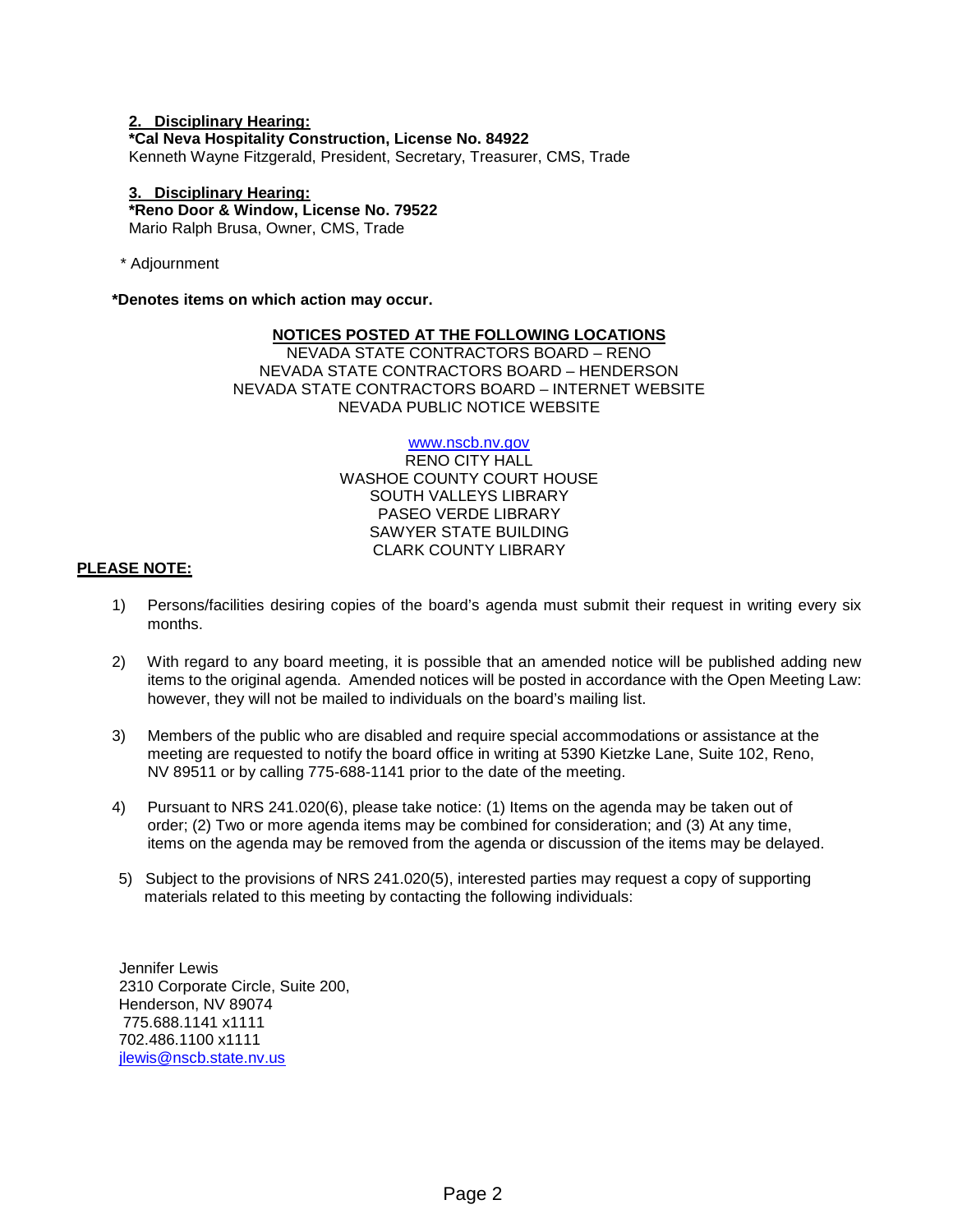**2. Disciplinary Hearing:**
**\*Cal Neva Hospitality Construction, License No. 84922**
Kenneth Wayne Fitzgerald, President, Secretary, Treasurer, CMS, Trade

**3. Disciplinary Hearing:**
**\*Reno Door & Window, License No. 79522**
Mario Ralph Brusa, Owner, CMS, Trade

\* Adjournment

**\*Denotes items on which action may occur.**

**NOTICES POSTED AT THE FOLLOWING LOCATIONS**

NEVADA STATE CONTRACTORS BOARD – RENO
NEVADA STATE CONTRACTORS BOARD – HENDERSON
NEVADA STATE CONTRACTORS BOARD – INTERNET WEBSITE
NEVADA PUBLIC NOTICE WEBSITE

www.nscb.nv.gov
RENO CITY HALL
WASHOE COUNTY COURT HOUSE
SOUTH VALLEYS LIBRARY
PASEO VERDE LIBRARY
SAWYER STATE BUILDING
CLARK COUNTY LIBRARY

**PLEASE NOTE:**

1) Persons/facilities desiring copies of the board's agenda must submit their request in writing every six months.

2) With regard to any board meeting, it is possible that an amended notice will be published adding new items to the original agenda. Amended notices will be posted in accordance with the Open Meeting Law: however, they will not be mailed to individuals on the board's mailing list.

3) Members of the public who are disabled and require special accommodations or assistance at the meeting are requested to notify the board office in writing at 5390 Kietzke Lane, Suite 102, Reno, NV 89511 or by calling 775-688-1141 prior to the date of the meeting.

4) Pursuant to NRS 241.020(6), please take notice: (1) Items on the agenda may be taken out of order; (2) Two or more agenda items may be combined for consideration; and (3) At any time, items on the agenda may be removed from the agenda or discussion of the items may be delayed.

5) Subject to the provisions of NRS 241.020(5), interested parties may request a copy of supporting materials related to this meeting by contacting the following individuals:

Jennifer Lewis
2310 Corporate Circle, Suite 200,
Henderson, NV 89074
775.688.1141 x1111
702.486.1100 x1111
jlewis@nscb.state.nv.us